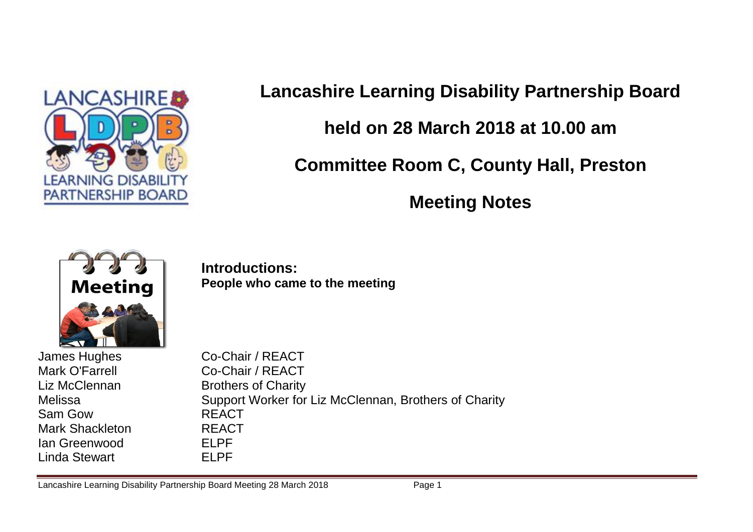# Lancashire Learning Disability Partnership Board

## held on 28 March 2018 at 10.00 am

## Committee Room C, County Hall, Preston

## Meeting Notes

**Introductions:**
**People who came to the meeting**

| | |
|---|---|
| James Hughes | Co-Chair / REACT |
| Mark O'Farrell | Co-Chair / REACT |
| Liz McClennan | Brothers of Charity |
| Melissa | Support Worker for Liz McClennan, Brothers of Charity |
| Sam Gow | REACT |
| Mark Shackleton | REACT |
| Ian Greenwood | ELPF |
| Linda Stewart | ELPF |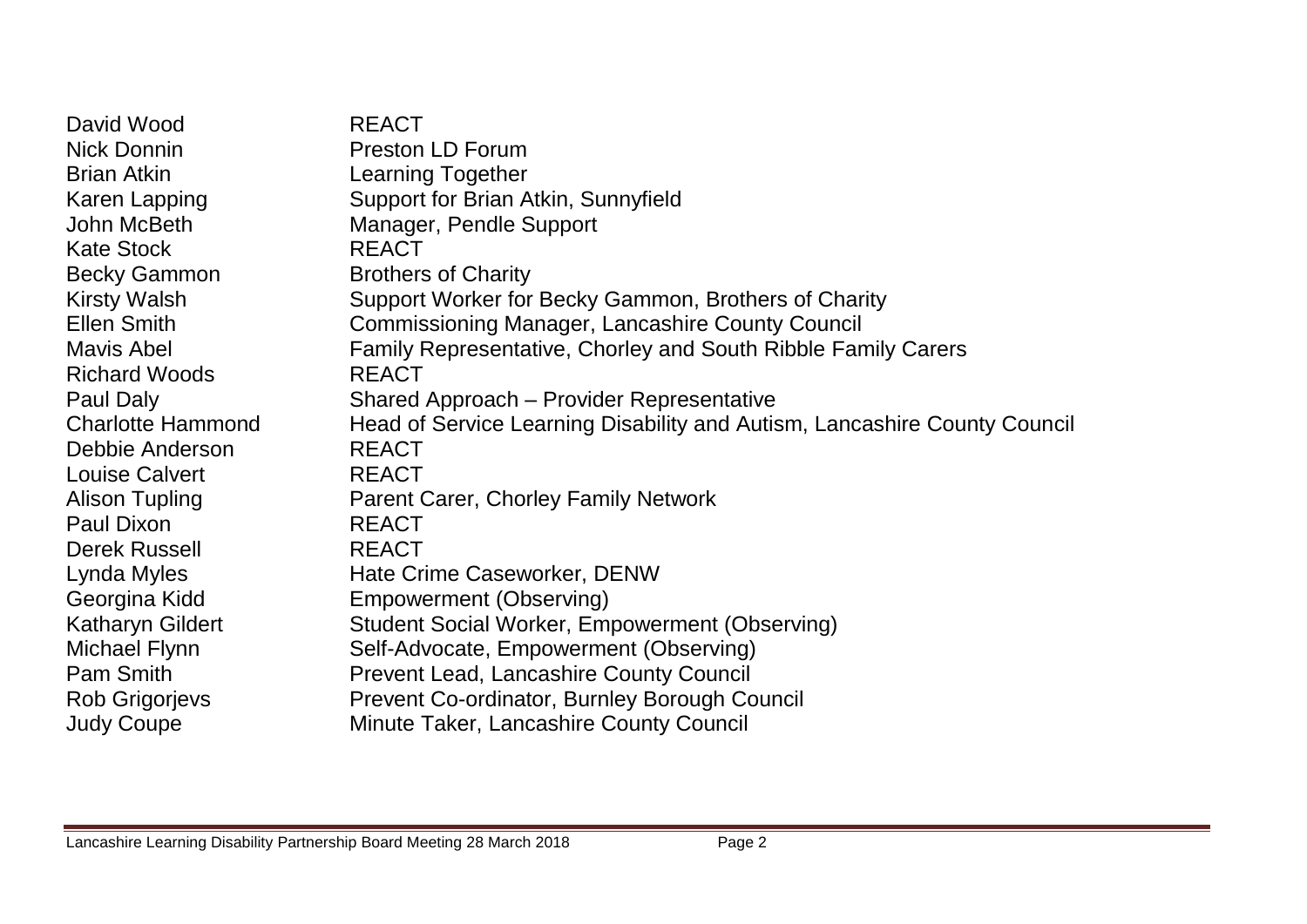| | |
|---|---|
| David Wood | REACT |
| Nick Donnin | Preston LD Forum |
| Brian Atkin | Learning Together |
| Karen Lapping | Support for Brian Atkin, Sunnyfield |
| John McBeth | Manager, Pendle Support |
| Kate Stock | REACT |
| Becky Gammon | Brothers of Charity |
| Kirsty Walsh | Support Worker for Becky Gammon, Brothers of Charity |
| Ellen Smith | Commissioning Manager, Lancashire County Council |
| Mavis Abel | Family Representative, Chorley and South Ribble Family Carers |
| Richard Woods | REACT |
| Paul Daly | Shared Approach – Provider Representative |
| Charlotte Hammond | Head of Service Learning Disability and Autism, Lancashire County Council |
| Debbie Anderson | REACT |
| Louise Calvert | REACT |
| Alison Tupling | Parent Carer, Chorley Family Network |
| Paul Dixon | REACT |
| Derek Russell | REACT |
| Lynda Myles | Hate Crime Caseworker, DENW |
| Georgina Kidd | Empowerment (Observing) |
| Katharyn Gildert | Student Social Worker, Empowerment (Observing) |
| Michael Flynn | Self-Advocate, Empowerment (Observing) |
| Pam Smith | Prevent Lead, Lancashire County Council |
| Rob Grigorjevs | Prevent Co-ordinator, Burnley Borough Council |
| Judy Coupe | Minute Taker, Lancashire County Council |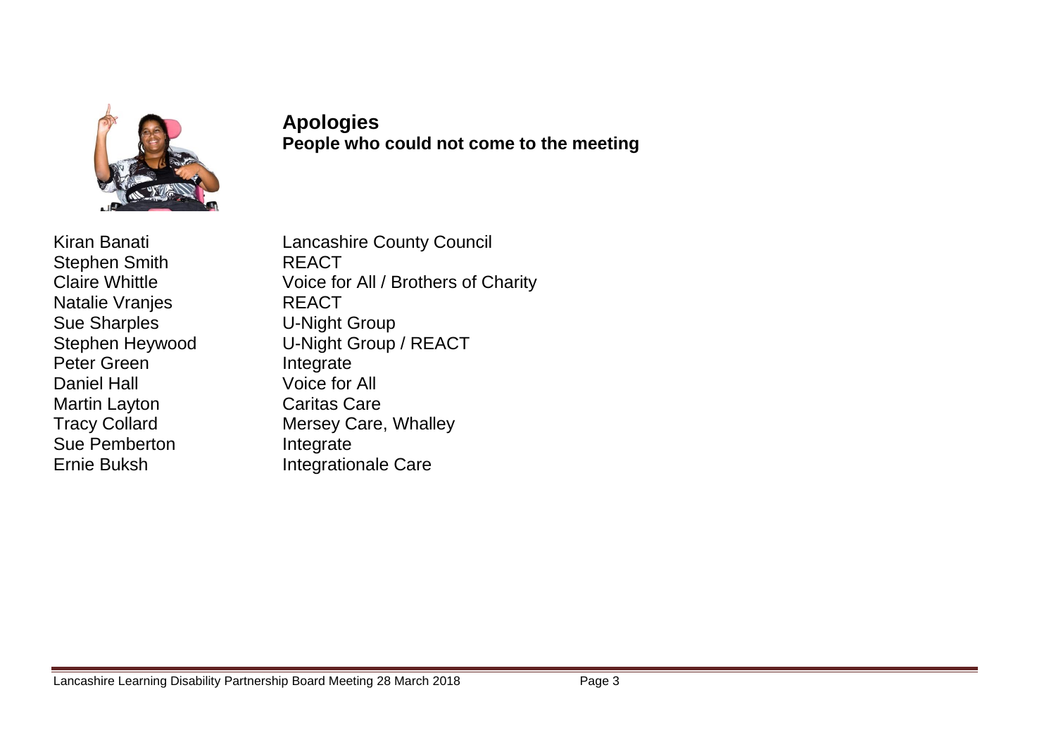## Apologies

**People who could not come to the meeting**

| | |
|---|---|
| Kiran Banati | Lancashire County Council |
| Stephen Smith | REACT |
| Claire Whittle | Voice for All / Brothers of Charity |
| Natalie Vranjes | REACT |
| Sue Sharples | U-Night Group |
| Stephen Heywood | U-Night Group / REACT |
| Peter Green | Integrate |
| Daniel Hall | Voice for All |
| Martin Layton | Caritas Care |
| Tracy Collard | Mersey Care, Whalley |
| Sue Pemberton | Integrate |
| Ernie Buksh | Integrationale Care |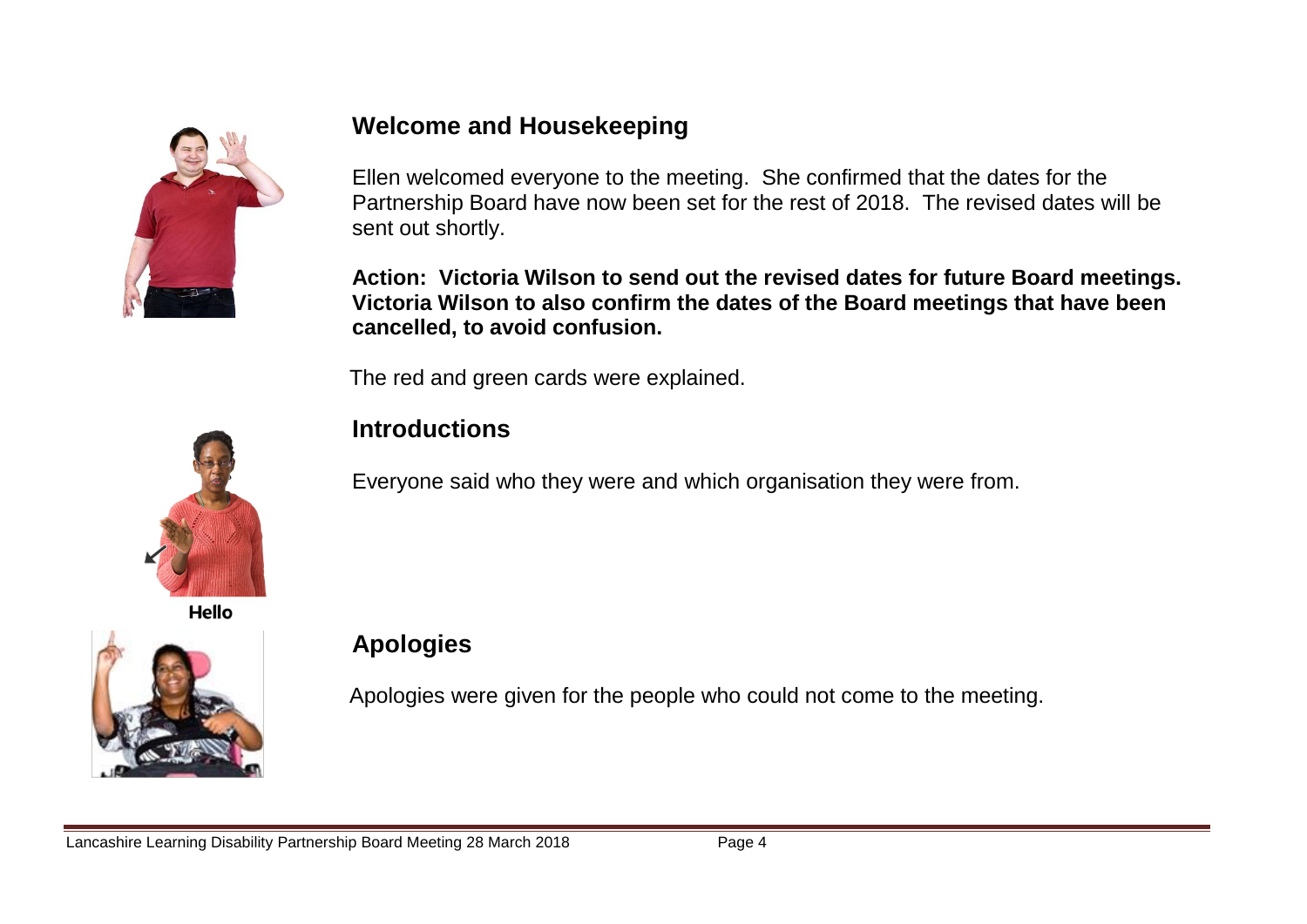## Welcome and Housekeeping

Ellen welcomed everyone to the meeting. She confirmed that the dates for the Partnership Board have now been set for the rest of 2018. The revised dates will be sent out shortly.

**Action: Victoria Wilson to send out the revised dates for future Board meetings. Victoria Wilson to also confirm the dates of the Board meetings that have been cancelled, to avoid confusion.**

The red and green cards were explained.

## Introductions

Everyone said who they were and which organisation they were from.

Hello

## Apologies

Apologies were given for the people who could not come to the meeting.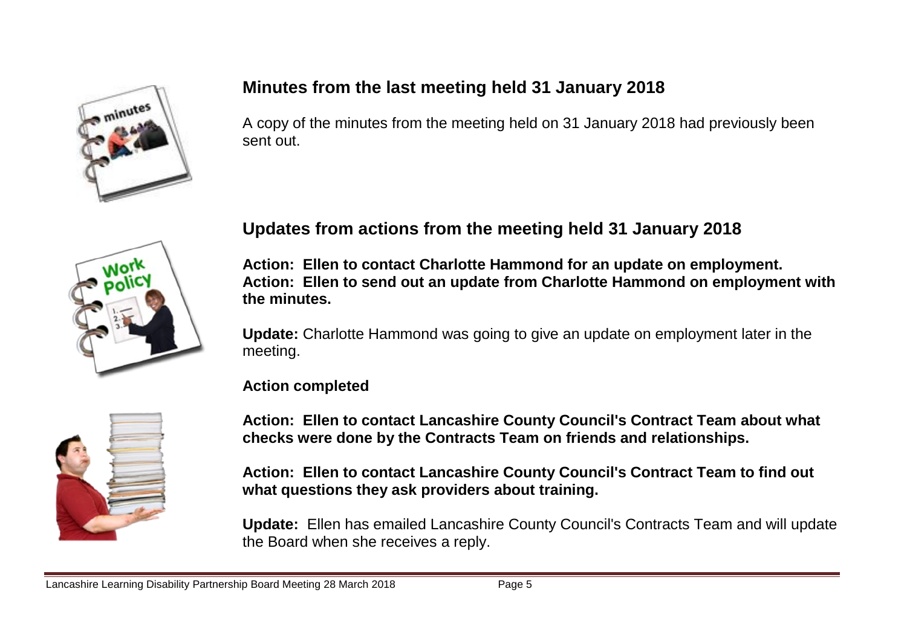## Minutes from the last meeting held 31 January 2018

A copy of the minutes from the meeting held on 31 January 2018 had previously been sent out.

## Updates from actions from the meeting held 31 January 2018

**Action: Ellen to contact Charlotte Hammond for an update on employment.**
**Action: Ellen to send out an update from Charlotte Hammond on employment with the minutes.**

**Update:** Charlotte Hammond was going to give an update on employment later in the meeting.

**Action completed**

**Action: Ellen to contact Lancashire County Council's Contract Team about what checks were done by the Contracts Team on friends and relationships.**

**Action: Ellen to contact Lancashire County Council's Contract Team to find out what questions they ask providers about training.**

**Update:** Ellen has emailed Lancashire County Council's Contracts Team and will update the Board when she receives a reply.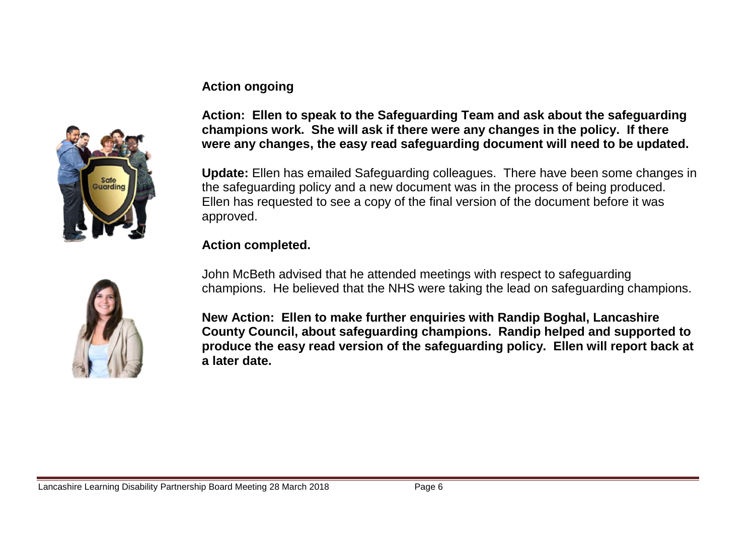**Action ongoing**

**Action: Ellen to speak to the Safeguarding Team and ask about the safeguarding champions work. She will ask if there were any changes in the policy. If there were any changes, the easy read safeguarding document will need to be updated.**

**Update:** Ellen has emailed Safeguarding colleagues. There have been some changes in the safeguarding policy and a new document was in the process of being produced. Ellen has requested to see a copy of the final version of the document before it was approved.

**Action completed.**

John McBeth advised that he attended meetings with respect to safeguarding champions. He believed that the NHS were taking the lead on safeguarding champions.

**New Action: Ellen to make further enquiries with Randip Boghal, Lancashire County Council, about safeguarding champions. Randip helped and supported to produce the easy read version of the safeguarding policy. Ellen will report back at a later date.**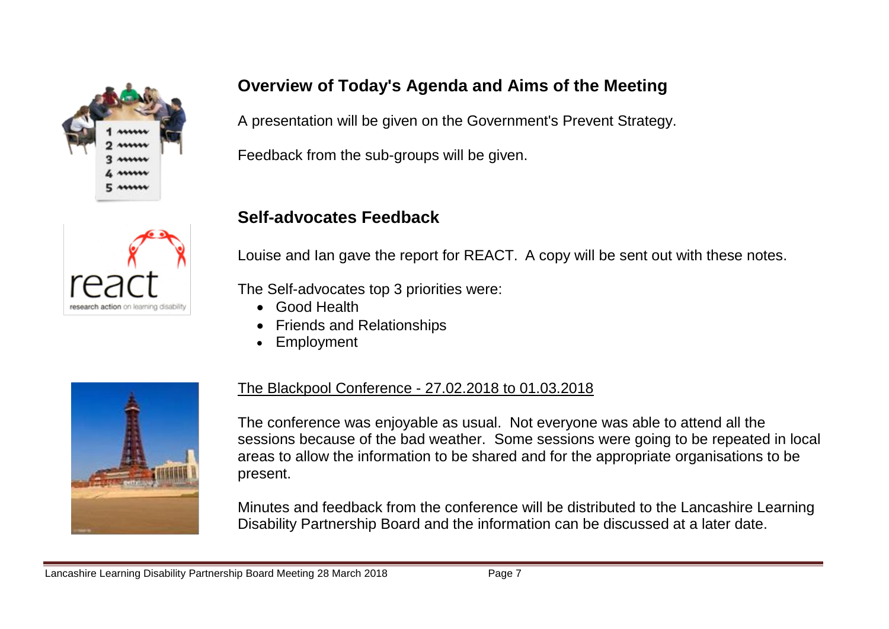## Overview of Today's Agenda and Aims of the Meeting

A presentation will be given on the Government's Prevent Strategy.

Feedback from the sub-groups will be given.

## Self-advocates Feedback

Louise and Ian gave the report for REACT. A copy will be sent out with these notes.

The Self-advocates top 3 priorities were:

- Good Health
- Friends and Relationships
- Employment

<u>The Blackpool Conference - 27.02.2018 to 01.03.2018</u>

The conference was enjoyable as usual. Not everyone was able to attend all the sessions because of the bad weather. Some sessions were going to be repeated in local areas to allow the information to be shared and for the appropriate organisations to be present.

Minutes and feedback from the conference will be distributed to the Lancashire Learning Disability Partnership Board and the information can be discussed at a later date.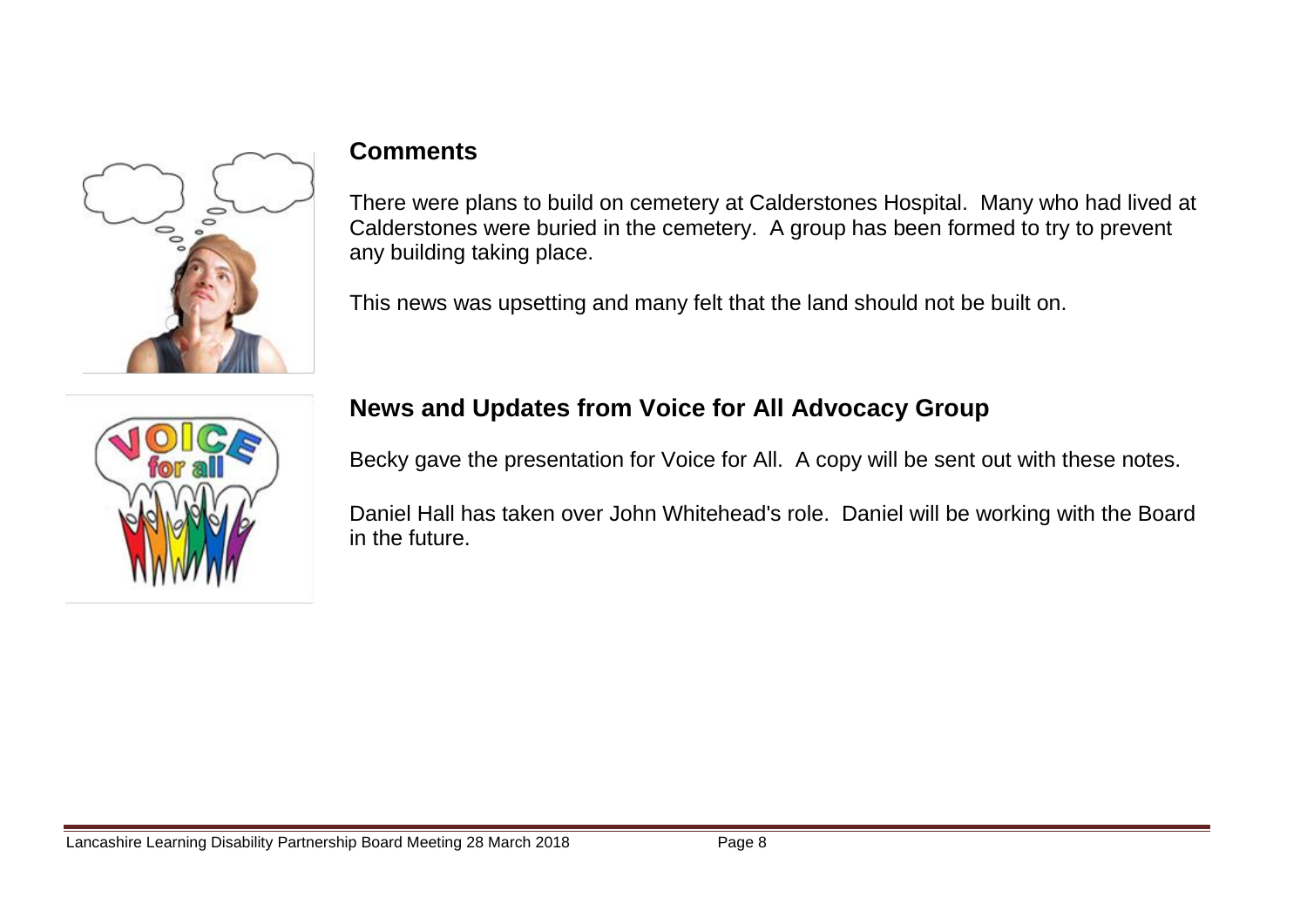## Comments

There were plans to build on cemetery at Calderstones Hospital. Many who had lived at Calderstones were buried in the cemetery. A group has been formed to try to prevent any building taking place.

This news was upsetting and many felt that the land should not be built on.

## News and Updates from Voice for All Advocacy Group

Becky gave the presentation for Voice for All. A copy will be sent out with these notes.

Daniel Hall has taken over John Whitehead's role. Daniel will be working with the Board in the future.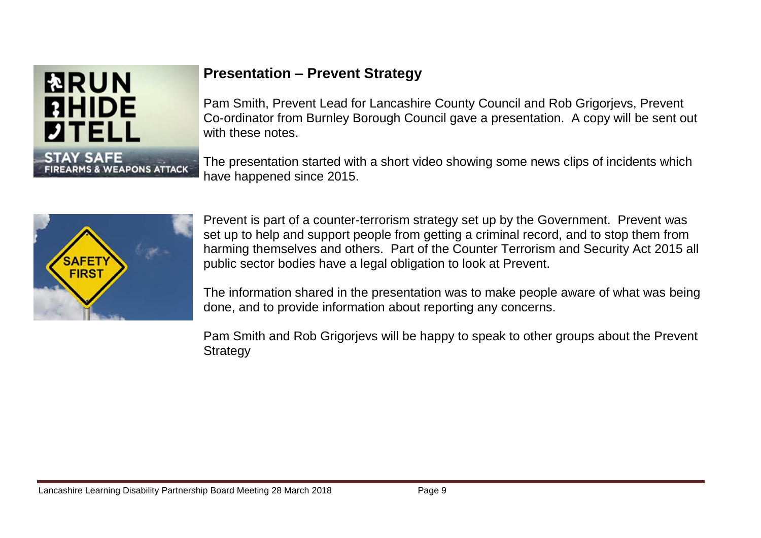## Presentation – Prevent Strategy

Pam Smith, Prevent Lead for Lancashire County Council and Rob Grigorjevs, Prevent Co-ordinator from Burnley Borough Council gave a presentation. A copy will be sent out with these notes.

The presentation started with a short video showing some news clips of incidents which have happened since 2015.

Prevent is part of a counter-terrorism strategy set up by the Government. Prevent was set up to help and support people from getting a criminal record, and to stop them from harming themselves and others. Part of the Counter Terrorism and Security Act 2015 all public sector bodies have a legal obligation to look at Prevent.

The information shared in the presentation was to make people aware of what was being done, and to provide information about reporting any concerns.

Pam Smith and Rob Grigorjevs will be happy to speak to other groups about the Prevent Strategy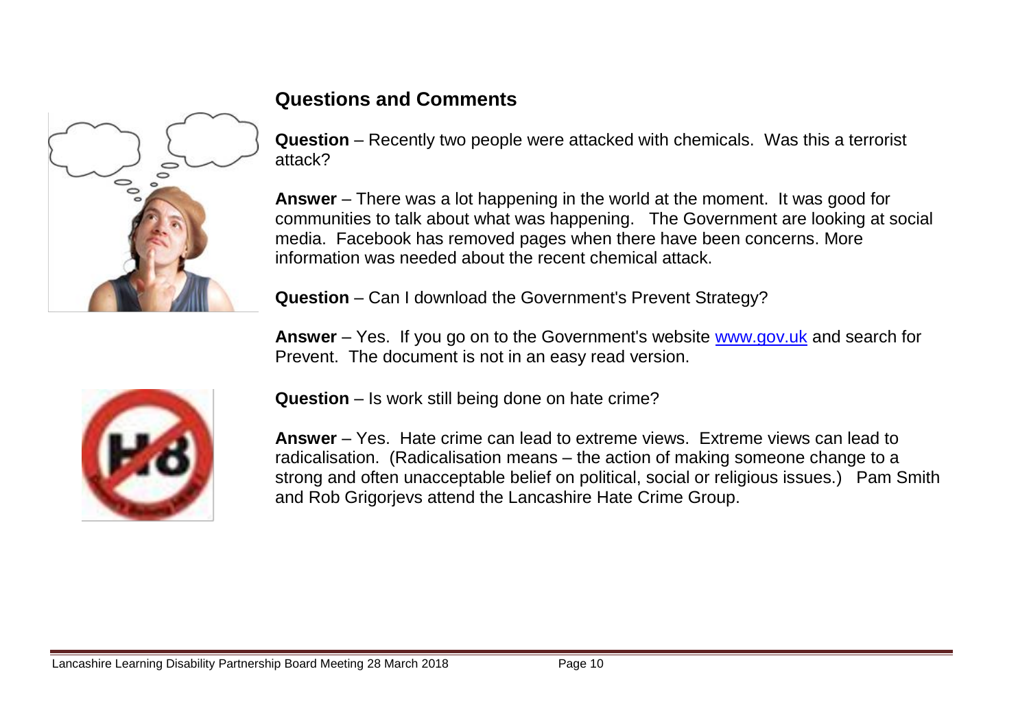## Questions and Comments

**Question** – Recently two people were attacked with chemicals. Was this a terrorist attack?

**Answer** – There was a lot happening in the world at the moment. It was good for communities to talk about what was happening. The Government are looking at social media. Facebook has removed pages when there have been concerns. More information was needed about the recent chemical attack.

**Question** – Can I download the Government's Prevent Strategy?

**Answer** – Yes. If you go on to the Government's website www.gov.uk and search for Prevent. The document is not in an easy read version.

**Question** – Is work still being done on hate crime?

**Answer** – Yes. Hate crime can lead to extreme views. Extreme views can lead to radicalisation. (Radicalisation means – the action of making someone change to a strong and often unacceptable belief on political, social or religious issues.) Pam Smith and Rob Grigorjevs attend the Lancashire Hate Crime Group.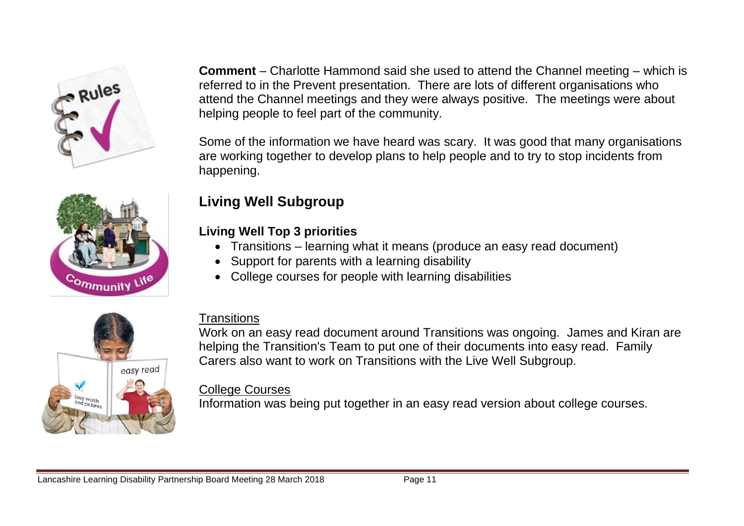**Comment** – Charlotte Hammond said she used to attend the Channel meeting – which is referred to in the Prevent presentation. There are lots of different organisations who attend the Channel meetings and they were always positive. The meetings were about helping people to feel part of the community.

Some of the information we have heard was scary. It was good that many organisations are working together to develop plans to help people and to try to stop incidents from happening.

## Living Well Subgroup

### Living Well Top 3 priorities

- Transitions – learning what it means (produce an easy read document)
- Support for parents with a learning disability
- College courses for people with learning disabilities

Transitions

Work on an easy read document around Transitions was ongoing. James and Kiran are helping the Transition's Team to put one of their documents into easy read. Family Carers also want to work on Transitions with the Live Well Subgroup.

College Courses

Information was being put together in an easy read version about college courses.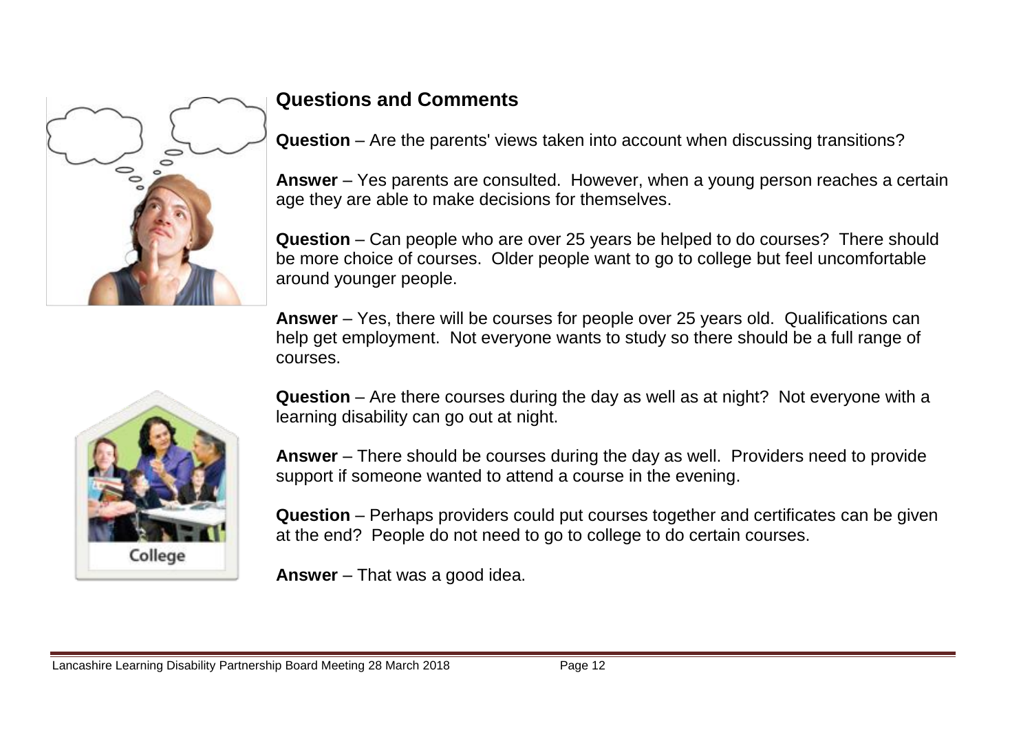## Questions and Comments

**Question** – Are the parents' views taken into account when discussing transitions?

**Answer** – Yes parents are consulted. However, when a young person reaches a certain age they are able to make decisions for themselves.

**Question** – Can people who are over 25 years be helped to do courses? There should be more choice of courses. Older people want to go to college but feel uncomfortable around younger people.

**Answer** – Yes, there will be courses for people over 25 years old. Qualifications can help get employment. Not everyone wants to study so there should be a full range of courses.

**Question** – Are there courses during the day as well as at night? Not everyone with a learning disability can go out at night.

**Answer** – There should be courses during the day as well. Providers need to provide support if someone wanted to attend a course in the evening.

**Question** – Perhaps providers could put courses together and certificates can be given at the end? People do not need to go to college to do certain courses.

**Answer** – That was a good idea.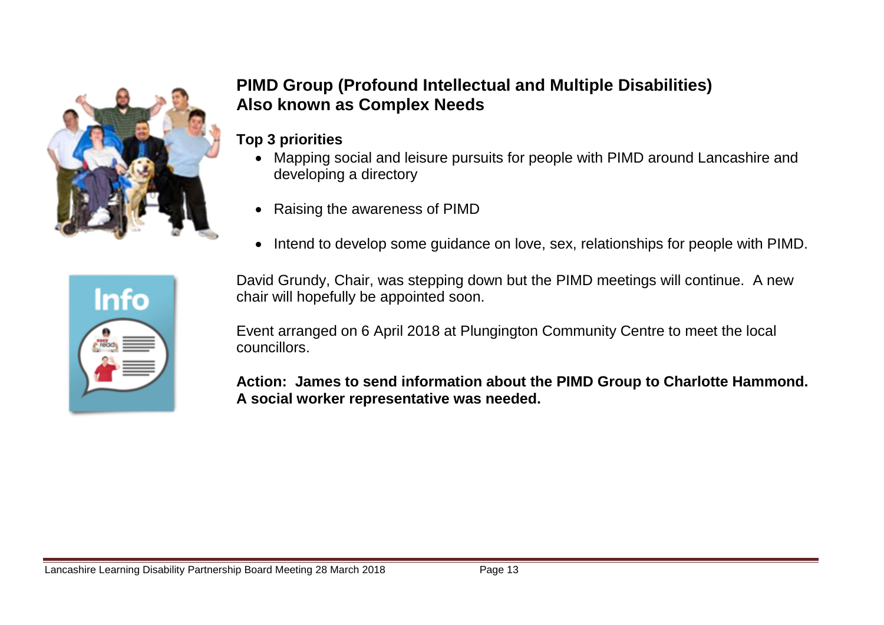## PIMD Group (Profound Intellectual and Multiple Disabilities) Also known as Complex Needs

**Top 3 priorities**

- Mapping social and leisure pursuits for people with PIMD around Lancashire and developing a directory
- Raising the awareness of PIMD
- Intend to develop some guidance on love, sex, relationships for people with PIMD.

David Grundy, Chair, was stepping down but the PIMD meetings will continue. A new chair will hopefully be appointed soon.

Event arranged on 6 April 2018 at Plungington Community Centre to meet the local councillors.

**Action: James to send information about the PIMD Group to Charlotte Hammond. A social worker representative was needed.**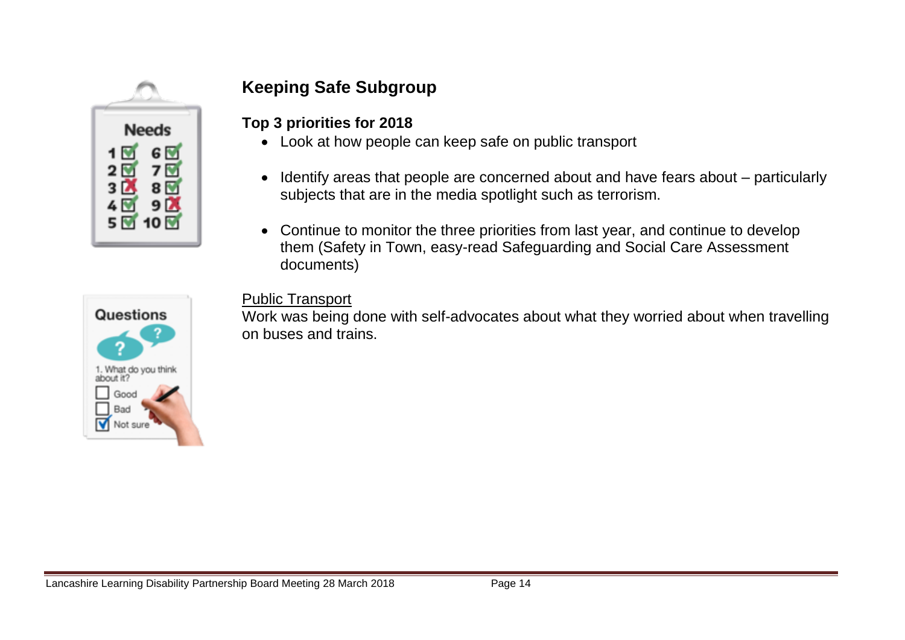## Keeping Safe Subgroup

**Top 3 priorities for 2018**

- Look at how people can keep safe on public transport
- Identify areas that people are concerned about and have fears about – particularly subjects that are in the media spotlight such as terrorism.
- Continue to monitor the three priorities from last year, and continue to develop them (Safety in Town, easy-read Safeguarding and Social Care Assessment documents)

Public Transport

Work was being done with self-advocates about what they worried about when travelling on buses and trains.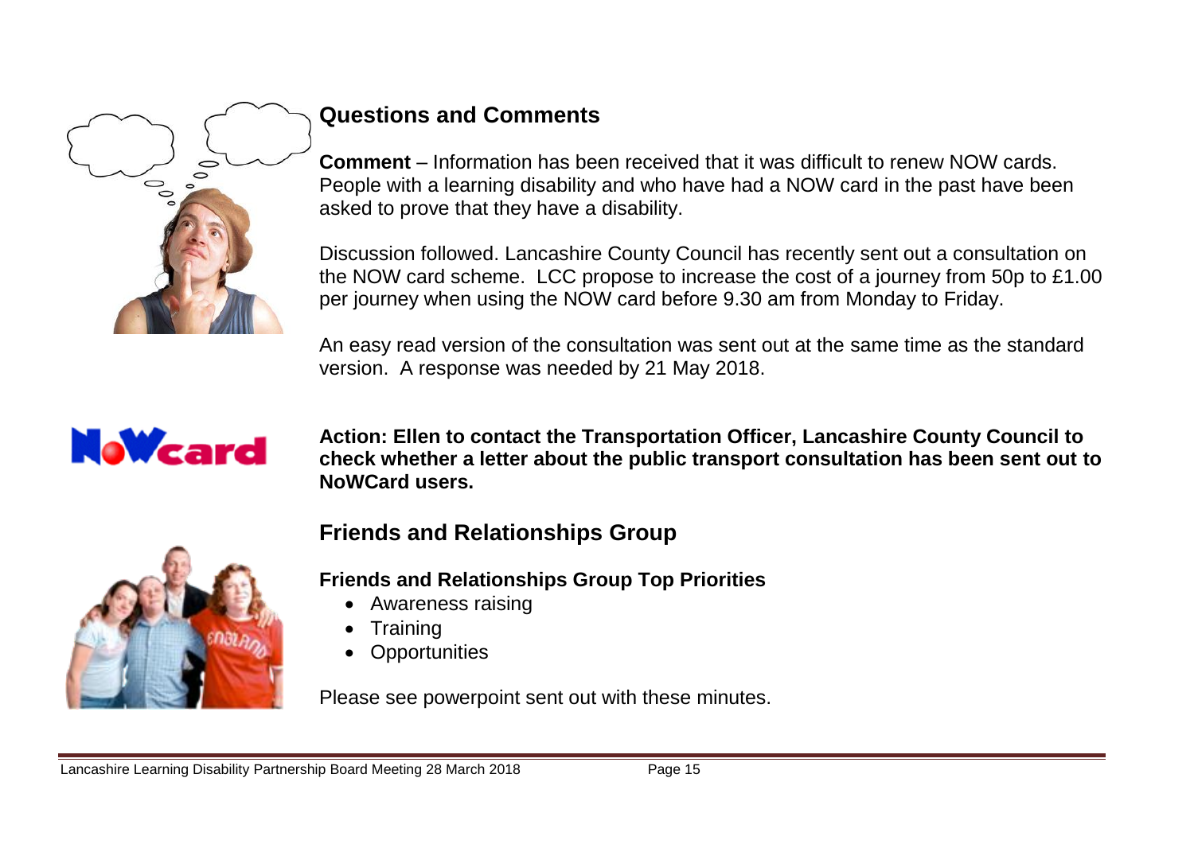## Questions and Comments

**Comment** – Information has been received that it was difficult to renew NOW cards. People with a learning disability and who have had a NOW card in the past have been asked to prove that they have a disability.

Discussion followed. Lancashire County Council has recently sent out a consultation on the NOW card scheme. LCC propose to increase the cost of a journey from 50p to £1.00 per journey when using the NOW card before 9.30 am from Monday to Friday.

An easy read version of the consultation was sent out at the same time as the standard version. A response was needed by 21 May 2018.

**Action: Ellen to contact the Transportation Officer, Lancashire County Council to check whether a letter about the public transport consultation has been sent out to NoWCard users.**

## Friends and Relationships Group

**Friends and Relationships Group Top Priorities**

- Awareness raising
- Training
- Opportunities

Please see powerpoint sent out with these minutes.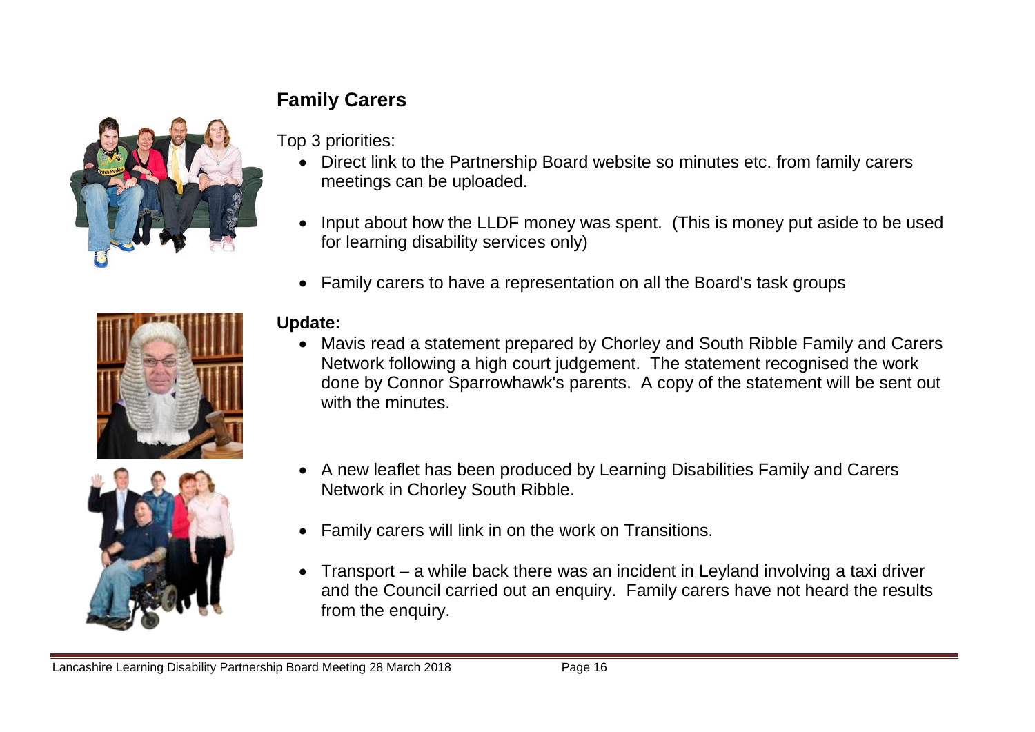## Family Carers

Top 3 priorities:

- Direct link to the Partnership Board website so minutes etc. from family carers meetings can be uploaded.
- Input about how the LLDF money was spent. (This is money put aside to be used for learning disability services only)
- Family carers to have a representation on all the Board's task groups

**Update:**

- Mavis read a statement prepared by Chorley and South Ribble Family and Carers Network following a high court judgement. The statement recognised the work done by Connor Sparrowhawk's parents. A copy of the statement will be sent out with the minutes.
- A new leaflet has been produced by Learning Disabilities Family and Carers Network in Chorley South Ribble.
- Family carers will link in on the work on Transitions.
- Transport – a while back there was an incident in Leyland involving a taxi driver and the Council carried out an enquiry. Family carers have not heard the results from the enquiry.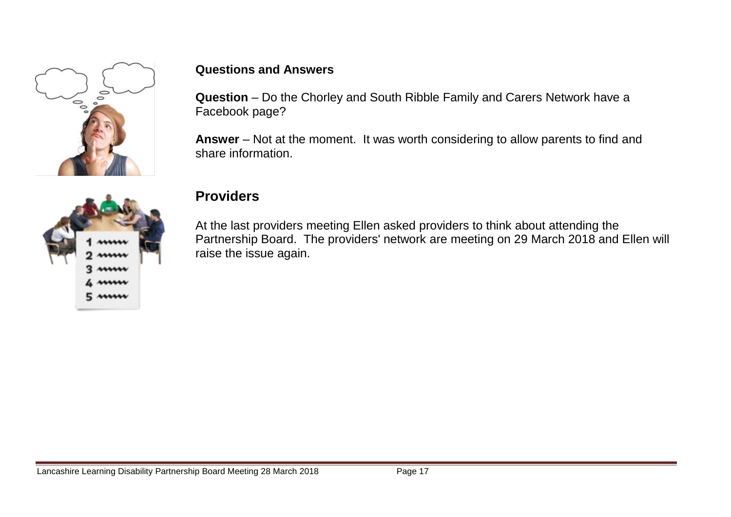**Questions and Answers**

**Question** – Do the Chorley and South Ribble Family and Carers Network have a Facebook page?

**Answer** – Not at the moment. It was worth considering to allow parents to find and share information.

## Providers

At the last providers meeting Ellen asked providers to think about attending the Partnership Board. The providers' network are meeting on 29 March 2018 and Ellen will raise the issue again.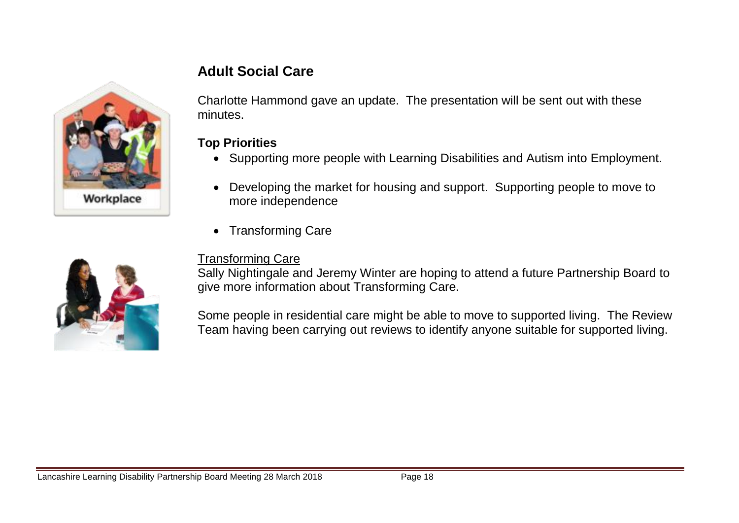## Adult Social Care

Charlotte Hammond gave an update. The presentation will be sent out with these minutes.

### Top Priorities

- Supporting more people with Learning Disabilities and Autism into Employment.
- Developing the market for housing and support. Supporting people to move to more independence
- Transforming Care

Transforming Care

Sally Nightingale and Jeremy Winter are hoping to attend a future Partnership Board to give more information about Transforming Care.

Some people in residential care might be able to move to supported living. The Review Team having been carrying out reviews to identify anyone suitable for supported living.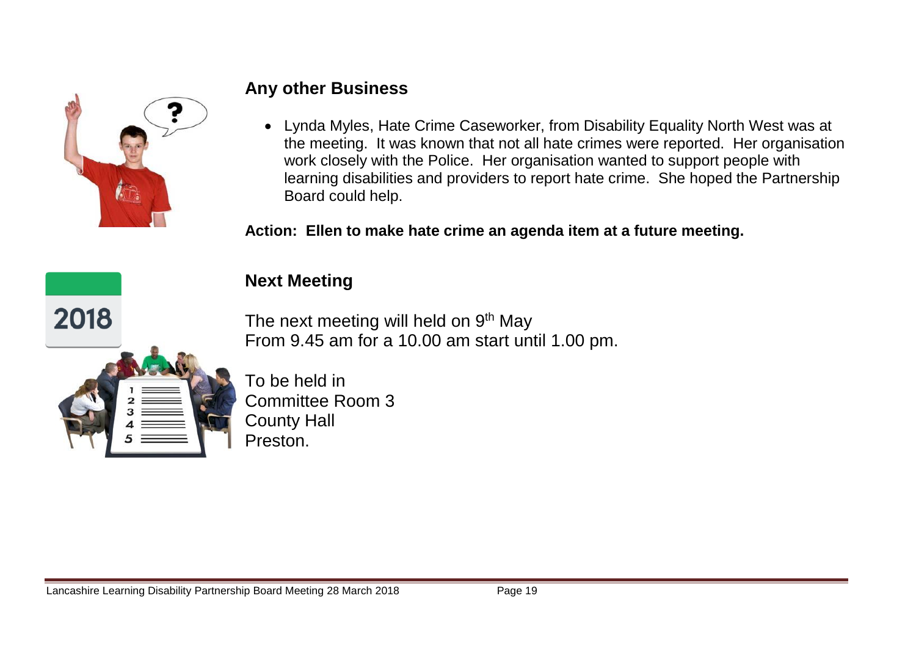## Any other Business

- Lynda Myles, Hate Crime Caseworker, from Disability Equality North West was at the meeting. It was known that not all hate crimes were reported. Her organisation work closely with the Police. Her organisation wanted to support people with learning disabilities and providers to report hate crime. She hoped the Partnership Board could help.

**Action: Ellen to make hate crime an agenda item at a future meeting.**

## Next Meeting

The next meeting will held on 9th May
From 9.45 am for a 10.00 am start until 1.00 pm.

To be held in
Committee Room 3
County Hall
Preston.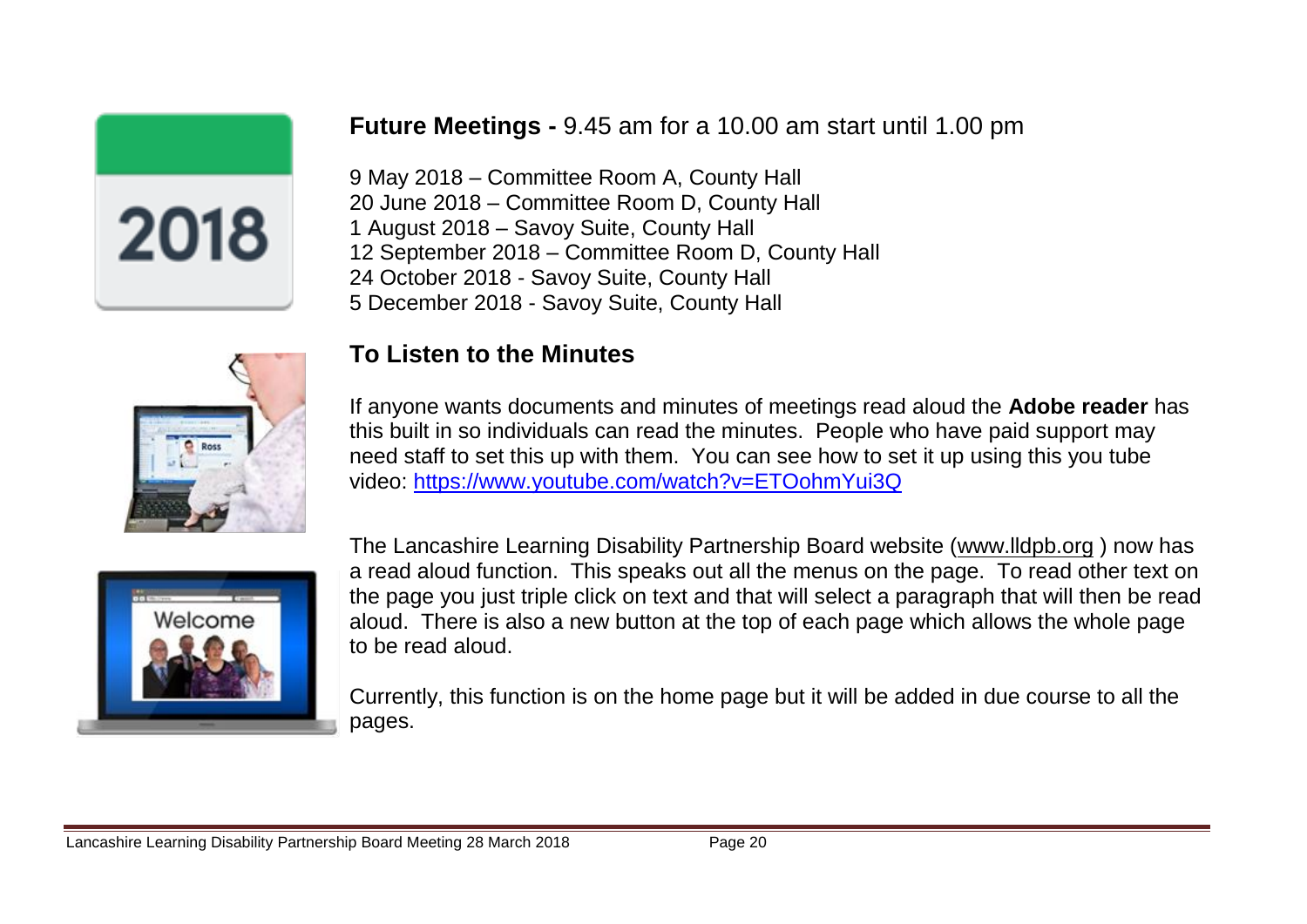**Future Meetings -** 9.45 am for a 10.00 am start until 1.00 pm

9 May 2018 – Committee Room A, County Hall
20 June 2018 – Committee Room D, County Hall
1 August 2018 – Savoy Suite, County Hall
12 September 2018 – Committee Room D, County Hall
24 October 2018 - Savoy Suite, County Hall
5 December 2018 - Savoy Suite, County Hall

## To Listen to the Minutes

If anyone wants documents and minutes of meetings read aloud the **Adobe reader** has this built in so individuals can read the minutes. People who have paid support may need staff to set this up with them. You can see how to set it up using this you tube video: https://www.youtube.com/watch?v=ETOohmYui3Q

The Lancashire Learning Disability Partnership Board website (www.lldpb.org ) now has a read aloud function. This speaks out all the menus on the page. To read other text on the page you just triple click on text and that will select a paragraph that will then be read aloud. There is also a new button at the top of each page which allows the whole page to be read aloud.

Currently, this function is on the home page but it will be added in due course to all the pages.